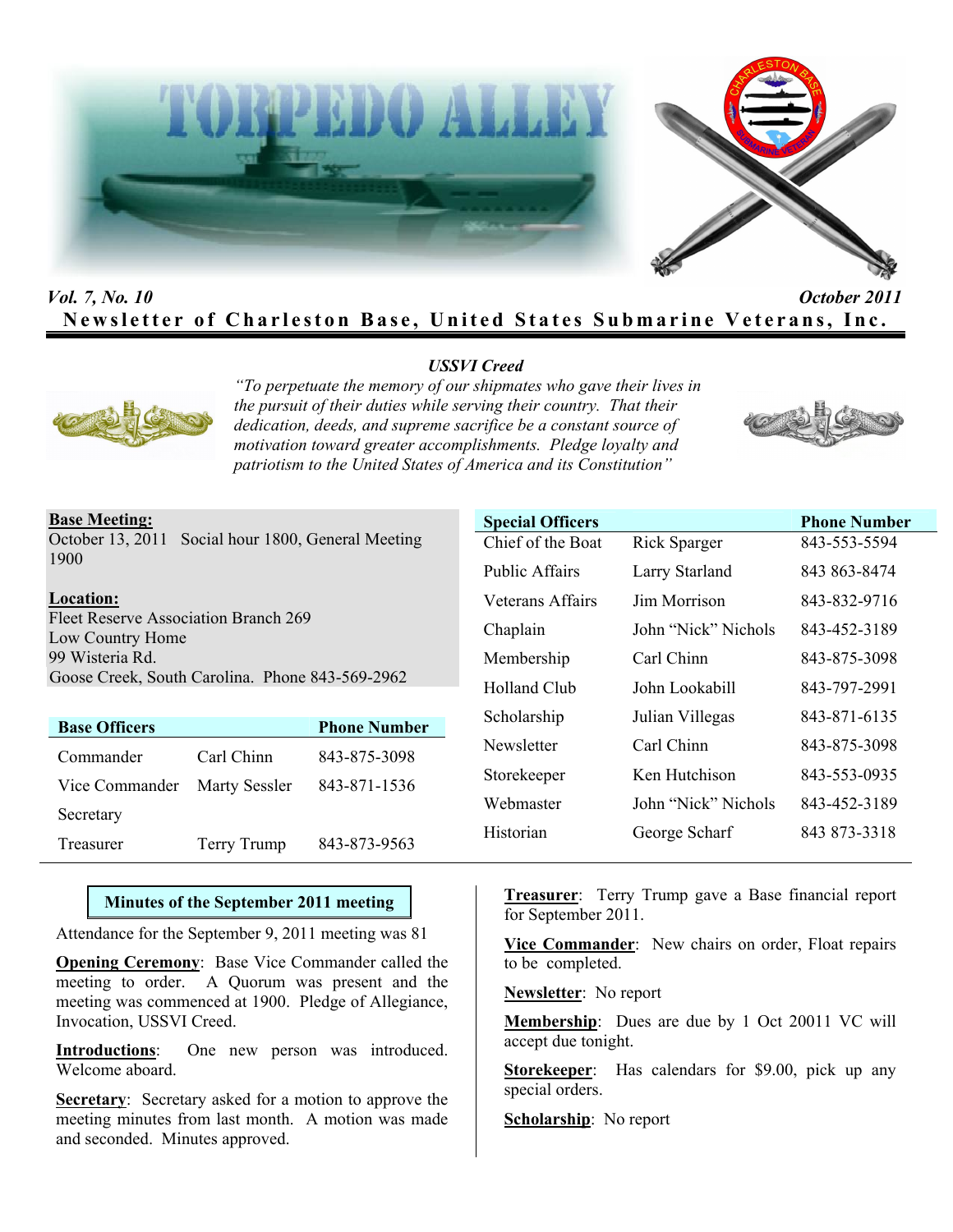# TORPEDO ALLEY

*Vol. 7, No. 10* *October 2011*

**Newsletter of Charleston Base, United States Submarine Veterans, Inc.**

***USSVI Creed***

*"To perpetuate the memory of our shipmates who gave their lives in the pursuit of their duties while serving their country. That their dedication, deeds, and supreme sacrifice be a constant source of motivation toward greater accomplishments. Pledge loyalty and patriotism to the United States of America and its Constitution"*

**Base Meeting:**
October 13, 2011 Social hour 1800, General Meeting 1900

**Location:**
Fleet Reserve Association Branch 269
Low Country Home
99 Wisteria Rd.
Goose Creek, South Carolina. Phone 843-569-2962

| Base Officers | | Phone Number |
|---|---|---|
| Commander | Carl Chinn | 843-875-3098 |
| Vice Commander | Marty Sessler | 843-871-1536 |
| Secretary | | |
| Treasurer | Terry Trump | 843-873-9563 |

| Special Officers | | Phone Number |
|---|---|---|
| Chief of the Boat | Rick Sparger | 843-553-5594 |
| Public Affairs | Larry Starland | 843 863-8474 |
| Veterans Affairs | Jim Morrison | 843-832-9716 |
| Chaplain | John "Nick" Nichols | 843-452-3189 |
| Membership | Carl Chinn | 843-875-3098 |
| Holland Club | John Lookabill | 843-797-2991 |
| Scholarship | Julian Villegas | 843-871-6135 |
| Newsletter | Carl Chinn | 843-875-3098 |
| Storekeeper | Ken Hutchison | 843-553-0935 |
| Webmaster | John "Nick" Nichols | 843-452-3189 |
| Historian | George Scharf | 843 873-3318 |

## Minutes of the September 2011 meeting

Attendance for the September 9, 2011 meeting was 81

**Opening Ceremony**: Base Vice Commander called the meeting to order. A Quorum was present and the meeting was commenced at 1900. Pledge of Allegiance, Invocation, USSVI Creed.

**Introductions**: One new person was introduced. Welcome aboard.

**Secretary**: Secretary asked for a motion to approve the meeting minutes from last month. A motion was made and seconded. Minutes approved.

**Treasurer**: Terry Trump gave a Base financial report for September 2011.

**Vice Commander**: New chairs on order, Float repairs to be completed.

**Newsletter**: No report

**Membership**: Dues are due by 1 Oct 20011 VC will accept due tonight.

**Storekeeper**: Has calendars for $9.00, pick up any special orders.

**Scholarship**: No report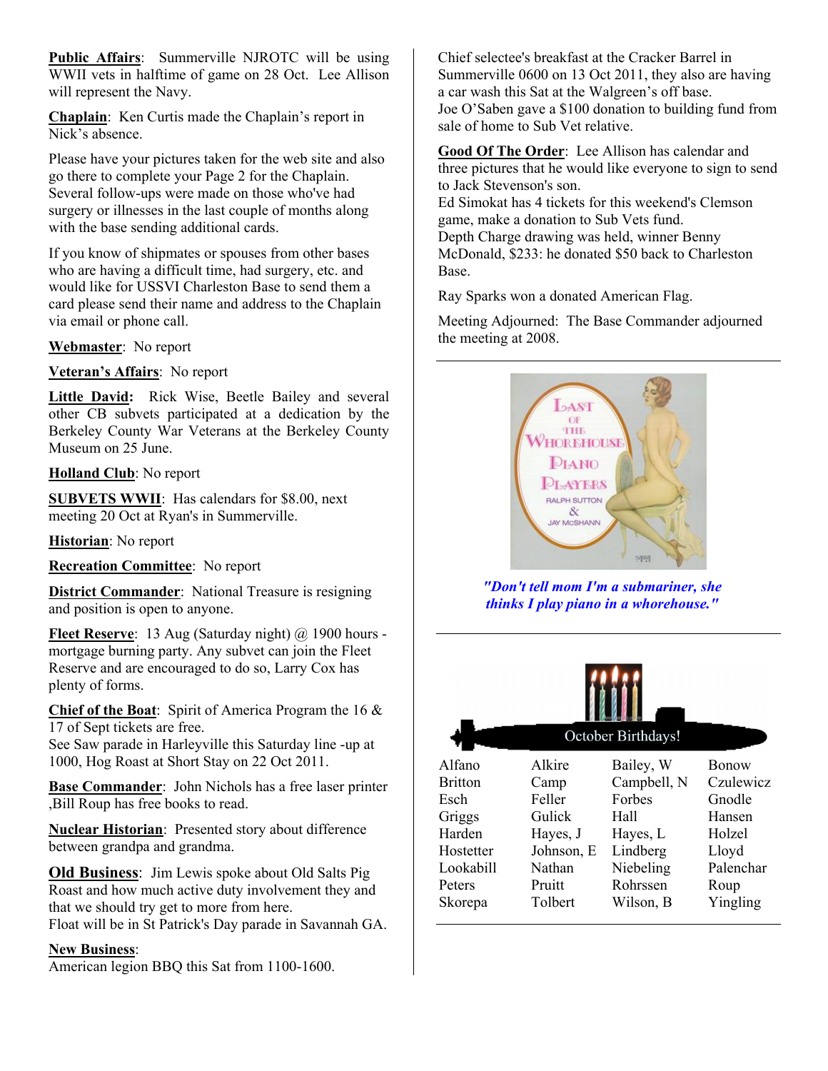**Public Affairs**: Summerville NJROTC will be using WWII vets in halftime of game on 28 Oct. Lee Allison will represent the Navy.

**Chaplain**: Ken Curtis made the Chaplain's report in Nick's absence.

Please have your pictures taken for the web site and also go there to complete your Page 2 for the Chaplain. Several follow-ups were made on those who've had surgery or illnesses in the last couple of months along with the base sending additional cards.

If you know of shipmates or spouses from other bases who are having a difficult time, had surgery, etc. and would like for USSVI Charleston Base to send them a card please send their name and address to the Chaplain via email or phone call.

**Webmaster**: No report

**Veteran's Affairs**: No report

**Little David:** Rick Wise, Beetle Bailey and several other CB subvets participated at a dedication by the Berkeley County War Veterans at the Berkeley County Museum on 25 June.

**Holland Club**: No report

**SUBVETS WWII**: Has calendars for $8.00, next meeting 20 Oct at Ryan's in Summerville.

**Historian**: No report

**Recreation Committee**: No report

**District Commander**: National Treasure is resigning and position is open to anyone.

**Fleet Reserve**: 13 Aug (Saturday night) @ 1900 hours - mortgage burning party. Any subvet can join the Fleet Reserve and are encouraged to do so, Larry Cox has plenty of forms.

**Chief of the Boat**: Spirit of America Program the 16 & 17 of Sept tickets are free.
See Saw parade in Harleyville this Saturday line -up at 1000, Hog Roast at Short Stay on 22 Oct 2011.

**Base Commander**: John Nichols has a free laser printer ,Bill Roup has free books to read.

**Nuclear Historian**: Presented story about difference between grandpa and grandma.

**Old Business**: Jim Lewis spoke about Old Salts Pig Roast and how much active duty involvement they and that we should try get to more from here.
Float will be in St Patrick's Day parade in Savannah GA.

**New Business**:
American legion BBQ this Sat from 1100-1600.
Chief selectee's breakfast at the Cracker Barrel in Summerville 0600 on 13 Oct 2011, they also are having a car wash this Sat at the Walgreen's off base.
Joe O'Saben gave a $100 donation to building fund from sale of home to Sub Vet relative.

**Good Of The Order**: Lee Allison has calendar and three pictures that he would like everyone to sign to send to Jack Stevenson's son.
Ed Simokat has 4 tickets for this weekend's Clemson game, make a donation to Sub Vets fund.
Depth Charge drawing was held, winner Benny McDonald, $233: he donated $50 back to Charleston Base.

Ray Sparks won a donated American Flag.

Meeting Adjourned: The Base Commander adjourned the meeting at 2008.

---

*"Don't tell mom I'm a submariner, she thinks I play piano in a whorehouse."*

---

**October Birthdays!**

| | | | |
|---|---|---|---|
| Alfano | Alkire | Bailey, W | Bonow |
| Britton | Camp | Campbell, N | Czulewicz |
| Esch | Feller | Forbes | Gnodle |
| Griggs | Gulick | Hall | Hansen |
| Harden | Hayes, J | Hayes, L | Holzel |
| Hostetter | Johnson, E | Lindberg | Lloyd |
| Lookabill | Nathan | Niebeling | Palenchar |
| Peters | Pruitt | Rohrssen | Roup |
| Skorepa | Tolbert | Wilson, B | Yingling |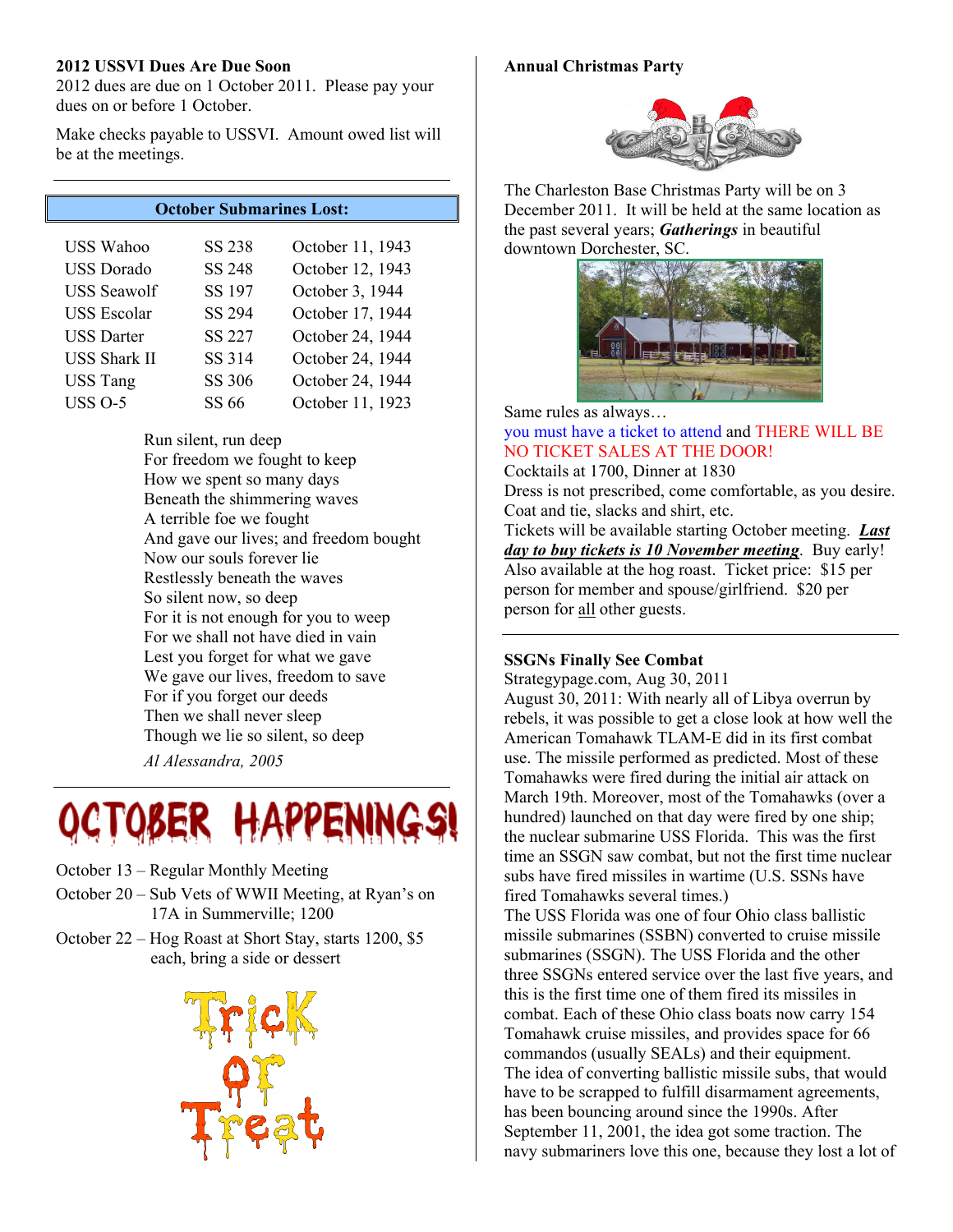**2012 USSVI Dues Are Due Soon**

2012 dues are due on 1 October 2011. Please pay your dues on or before 1 October.

Make checks payable to USSVI. Amount owed list will be at the meetings.

## October Submarines Lost:

| | | |
|---|---|---|
| USS Wahoo | SS 238 | October 11, 1943 |
| USS Dorado | SS 248 | October 12, 1943 |
| USS Seawolf | SS 197 | October 3, 1944 |
| USS Escolar | SS 294 | October 17, 1944 |
| USS Darter | SS 227 | October 24, 1944 |
| USS Shark II | SS 314 | October 24, 1944 |
| USS Tang | SS 306 | October 24, 1944 |
| USS O-5 | SS 66 | October 11, 1923 |

Run silent, run deep
For freedom we fought to keep
How we spent so many days
Beneath the shimmering waves
A terrible foe we fought
And gave our lives; and freedom bought
Now our souls forever lie
Restlessly beneath the waves
So silent now, so deep
For it is not enough for you to weep
For we shall not have died in vain
Lest you forget for what we gave
We gave our lives, freedom to save
For if you forget our deeds
Then we shall never sleep
Though we lie so silent, so deep

*Al Alessandra, 2005*

# OCTOBER HAPPENINGS!

- October 13 – Regular Monthly Meeting
- October 20 – Sub Vets of WWII Meeting, at Ryan's on 17A in Summerville; 1200
- October 22 – Hog Roast at Short Stay, starts 1200, $5 each, bring a side or dessert

Trick or Treat

**Annual Christmas Party**

The Charleston Base Christmas Party will be on 3 December 2011. It will be held at the same location as the past several years; ***Gatherings*** in beautiful downtown Dorchester, SC.

Same rules as always…
you must have a ticket to attend and THERE WILL BE NO TICKET SALES AT THE DOOR!
Cocktails at 1700, Dinner at 1830
Dress is not prescribed, come comfortable, as you desire. Coat and tie, slacks and shirt, etc.
Tickets will be available starting October meeting. ***Last day to buy tickets is 10 November meeting***. Buy early! Also available at the hog roast. Ticket price: $15 per person for member and spouse/girlfriend. $20 per person for all other guests.

**SSGNs Finally See Combat**

Strategypage.com, Aug 30, 2011

August 30, 2011: With nearly all of Libya overrun by rebels, it was possible to get a close look at how well the American Tomahawk TLAM-E did in its first combat use. The missile performed as predicted. Most of these Tomahawks were fired during the initial air attack on March 19th. Moreover, most of the Tomahawks (over a hundred) launched on that day were fired by one ship; the nuclear submarine USS Florida. This was the first time an SSGN saw combat, but not the first time nuclear subs have fired missiles in wartime (U.S. SSNs have fired Tomahawks several times.)

The USS Florida was one of four Ohio class ballistic missile submarines (SSBN) converted to cruise missile submarines (SSGN). The USS Florida and the other three SSGNs entered service over the last five years, and this is the first time one of them fired its missiles in combat. Each of these Ohio class boats now carry 154 Tomahawk cruise missiles, and provides space for 66 commandos (usually SEALs) and their equipment.

The idea of converting ballistic missile subs, that would have to be scrapped to fulfill disarmament agreements, has been bouncing around since the 1990s. After September 11, 2001, the idea got some traction. The navy submariners love this one, because they lost a lot of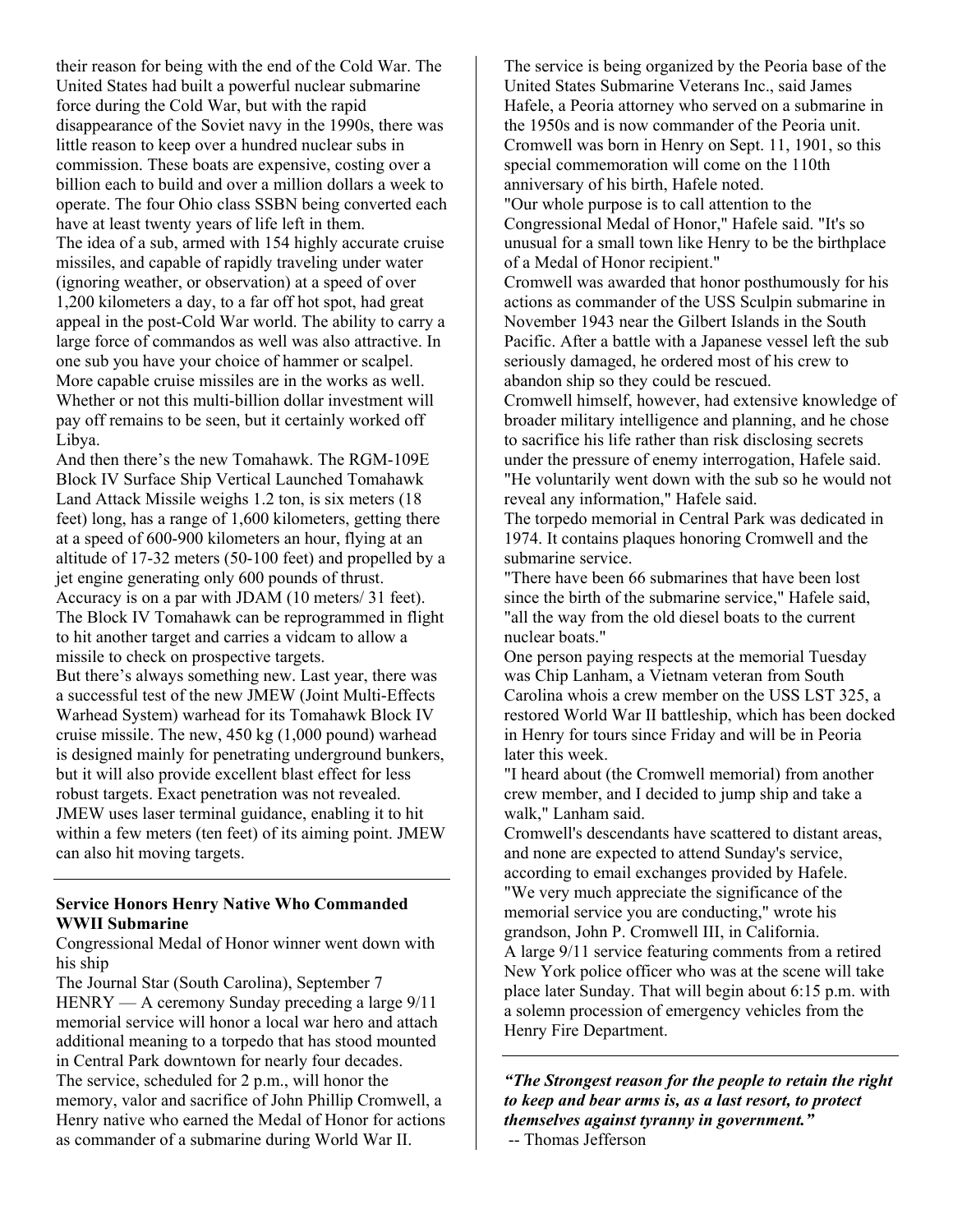their reason for being with the end of the Cold War. The United States had built a powerful nuclear submarine force during the Cold War, but with the rapid disappearance of the Soviet navy in the 1990s, there was little reason to keep over a hundred nuclear subs in commission. These boats are expensive, costing over a billion each to build and over a million dollars a week to operate. The four Ohio class SSBN being converted each have at least twenty years of life left in them.

The idea of a sub, armed with 154 highly accurate cruise missiles, and capable of rapidly traveling under water (ignoring weather, or observation) at a speed of over 1,200 kilometers a day, to a far off hot spot, had great appeal in the post-Cold War world. The ability to carry a large force of commandos as well was also attractive. In one sub you have your choice of hammer or scalpel. More capable cruise missiles are in the works as well. Whether or not this multi-billion dollar investment will pay off remains to be seen, but it certainly worked off Libya.

And then there's the new Tomahawk. The RGM-109E Block IV Surface Ship Vertical Launched Tomahawk Land Attack Missile weighs 1.2 ton, is six meters (18 feet) long, has a range of 1,600 kilometers, getting there at a speed of 600-900 kilometers an hour, flying at an altitude of 17-32 meters (50-100 feet) and propelled by a jet engine generating only 600 pounds of thrust. Accuracy is on a par with JDAM (10 meters/ 31 feet). The Block IV Tomahawk can be reprogrammed in flight to hit another target and carries a vidcam to allow a missile to check on prospective targets.

But there's always something new. Last year, there was a successful test of the new JMEW (Joint Multi-Effects Warhead System) warhead for its Tomahawk Block IV cruise missile. The new, 450 kg (1,000 pound) warhead is designed mainly for penetrating underground bunkers, but it will also provide excellent blast effect for less robust targets. Exact penetration was not revealed. JMEW uses laser terminal guidance, enabling it to hit within a few meters (ten feet) of its aiming point. JMEW can also hit moving targets.

---

### Service Honors Henry Native Who Commanded WWII Submarine

Congressional Medal of Honor winner went down with his ship

The Journal Star (South Carolina), September 7

HENRY — A ceremony Sunday preceding a large 9/11 memorial service will honor a local war hero and attach additional meaning to a torpedo that has stood mounted in Central Park downtown for nearly four decades.

The service, scheduled for 2 p.m., will honor the memory, valor and sacrifice of John Phillip Cromwell, a Henry native who earned the Medal of Honor for actions as commander of a submarine during World War II.

The service is being organized by the Peoria base of the United States Submarine Veterans Inc., said James Hafele, a Peoria attorney who served on a submarine in the 1950s and is now commander of the Peoria unit. Cromwell was born in Henry on Sept. 11, 1901, so this special commemoration will come on the 110th anniversary of his birth, Hafele noted.

"Our whole purpose is to call attention to the Congressional Medal of Honor," Hafele said. "It's so unusual for a small town like Henry to be the birthplace of a Medal of Honor recipient."

Cromwell was awarded that honor posthumously for his actions as commander of the USS Sculpin submarine in November 1943 near the Gilbert Islands in the South Pacific. After a battle with a Japanese vessel left the sub seriously damaged, he ordered most of his crew to abandon ship so they could be rescued.

Cromwell himself, however, had extensive knowledge of broader military intelligence and planning, and he chose to sacrifice his life rather than risk disclosing secrets under the pressure of enemy interrogation, Hafele said.

"He voluntarily went down with the sub so he would not reveal any information," Hafele said.

The torpedo memorial in Central Park was dedicated in 1974. It contains plaques honoring Cromwell and the submarine service.

"There have been 66 submarines that have been lost since the birth of the submarine service," Hafele said, "all the way from the old diesel boats to the current nuclear boats."

One person paying respects at the memorial Tuesday was Chip Lanham, a Vietnam veteran from South Carolina whois a crew member on the USS LST 325, a restored World War II battleship, which has been docked in Henry for tours since Friday and will be in Peoria later this week.

"I heard about (the Cromwell memorial) from another crew member, and I decided to jump ship and take a walk," Lanham said.

Cromwell's descendants have scattered to distant areas, and none are expected to attend Sunday's service, according to email exchanges provided by Hafele.

"We very much appreciate the significance of the memorial service you are conducting," wrote his grandson, John P. Cromwell III, in California.

A large 9/11 service featuring comments from a retired New York police officer who was at the scene will take place later Sunday. That will begin about 6:15 p.m. with a solemn procession of emergency vehicles from the Henry Fire Department.

---

***"The Strongest reason for the people to retain the right to keep and bear arms is, as a last resort, to protect themselves against tyranny in government."***

-- Thomas Jefferson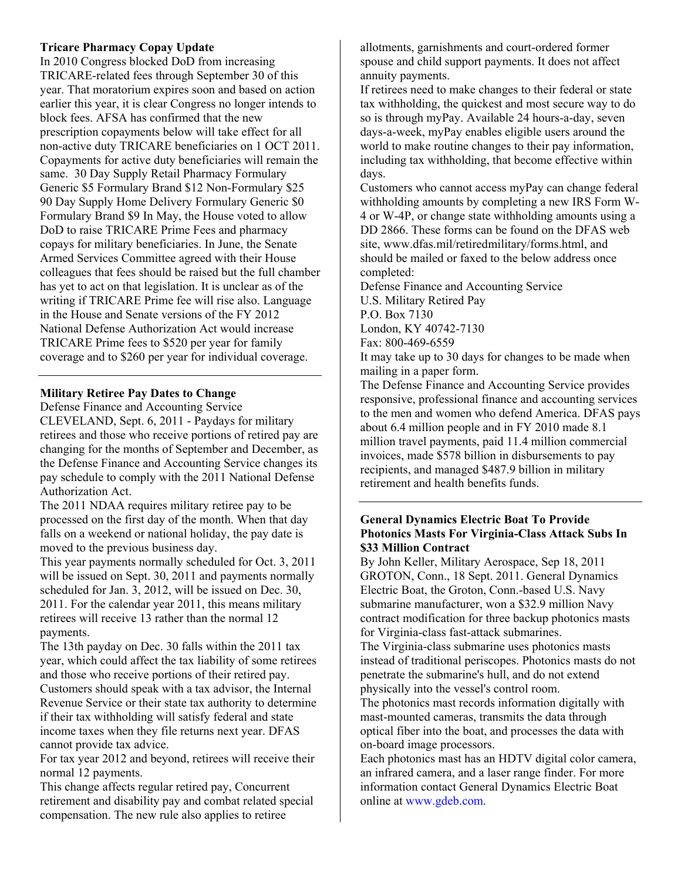**Tricare Pharmacy Copay Update**

In 2010 Congress blocked DoD from increasing TRICARE-related fees through September 30 of this year. That moratorium expires soon and based on action earlier this year, it is clear Congress no longer intends to block fees. AFSA has confirmed that the new prescription copayments below will take effect for all non-active duty TRICARE beneficiaries on 1 OCT 2011. Copayments for active duty beneficiaries will remain the same. 30 Day Supply Retail Pharmacy Formulary Generic $5 Formulary Brand $12 Non-Formulary $25 90 Day Supply Home Delivery Formulary Generic $0 Formulary Brand $9 In May, the House voted to allow DoD to raise TRICARE Prime Fees and pharmacy copays for military beneficiaries. In June, the Senate Armed Services Committee agreed with their House colleagues that fees should be raised but the full chamber has yet to act on that legislation. It is unclear as of the writing if TRICARE Prime fee will rise also. Language in the House and Senate versions of the FY 2012 National Defense Authorization Act would increase TRICARE Prime fees to $520 per year for family coverage and to $260 per year for individual coverage.

---

**Military Retiree Pay Dates to Change**

Defense Finance and Accounting Service

CLEVELAND, Sept. 6, 2011 - Paydays for military retirees and those who receive portions of retired pay are changing for the months of September and December, as the Defense Finance and Accounting Service changes its pay schedule to comply with the 2011 National Defense Authorization Act.

The 2011 NDAA requires military retiree pay to be processed on the first day of the month. When that day falls on a weekend or national holiday, the pay date is moved to the previous business day.

This year payments normally scheduled for Oct. 3, 2011 will be issued on Sept. 30, 2011 and payments normally scheduled for Jan. 3, 2012, will be issued on Dec. 30, 2011. For the calendar year 2011, this means military retirees will receive 13 rather than the normal 12 payments.

The 13th payday on Dec. 30 falls within the 2011 tax year, which could affect the tax liability of some retirees and those who receive portions of their retired pay. Customers should speak with a tax advisor, the Internal Revenue Service or their state tax authority to determine if their tax withholding will satisfy federal and state income taxes when they file returns next year. DFAS cannot provide tax advice.

For tax year 2012 and beyond, retirees will receive their normal 12 payments.

This change affects regular retired pay, Concurrent retirement and disability pay and combat related special compensation. The new rule also applies to retiree allotments, garnishments and court-ordered former spouse and child support payments. It does not affect annuity payments.

If retirees need to make changes to their federal or state tax withholding, the quickest and most secure way to do so is through myPay. Available 24 hours-a-day, seven days-a-week, myPay enables eligible users around the world to make routine changes to their pay information, including tax withholding, that become effective within days.

Customers who cannot access myPay can change federal withholding amounts by completing a new IRS Form W-4 or W-4P, or change state withholding amounts using a DD 2866. These forms can be found on the DFAS web site, www.dfas.mil/retiredmilitary/forms.html, and should be mailed or faxed to the below address once completed:

Defense Finance and Accounting Service  
U.S. Military Retired Pay  
P.O. Box 7130  
London, KY 40742-7130  
Fax: 800-469-6559

It may take up to 30 days for changes to be made when mailing in a paper form.

The Defense Finance and Accounting Service provides responsive, professional finance and accounting services to the men and women who defend America. DFAS pays about 6.4 million people and in FY 2010 made 8.1 million travel payments, paid 11.4 million commercial invoices, made $578 billion in disbursements to pay recipients, and managed $487.9 billion in military retirement and health benefits funds.

---

**General Dynamics Electric Boat To Provide Photonics Masts For Virginia-Class Attack Subs In $33 Million Contract**

By John Keller, Military Aerospace, Sep 18, 2011

GROTON, Conn., 18 Sept. 2011. General Dynamics Electric Boat, the Groton, Conn.-based U.S. Navy submarine manufacturer, won a $32.9 million Navy contract modification for three backup photonics masts for Virginia-class fast-attack submarines.

The Virginia-class submarine uses photonics masts instead of traditional periscopes. Photonics masts do not penetrate the submarine's hull, and do not extend physically into the vessel's control room.

The photonics mast records information digitally with mast-mounted cameras, transmits the data through optical fiber into the boat, and processes the data with on-board image processors.

Each photonics mast has an HDTV digital color camera, an infrared camera, and a laser range finder. For more information contact General Dynamics Electric Boat online at www.gdeb.com.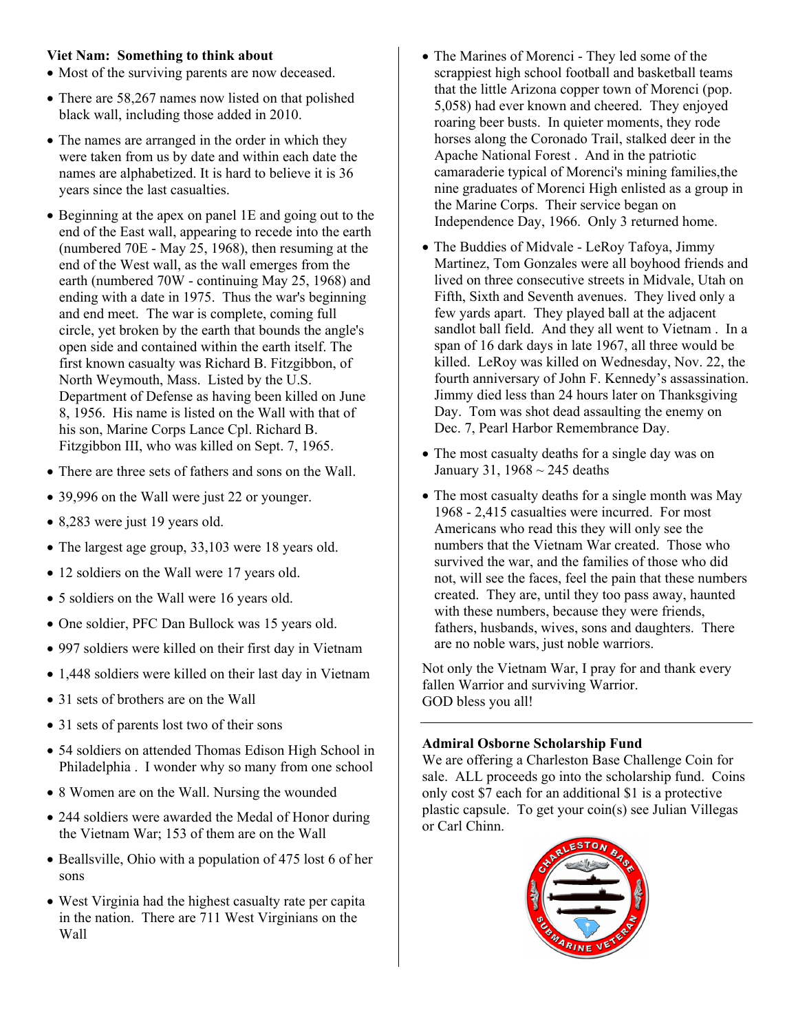**Viet Nam: Something to think about**

- Most of the surviving parents are now deceased.
- There are 58,267 names now listed on that polished black wall, including those added in 2010.
- The names are arranged in the order in which they were taken from us by date and within each date the names are alphabetized. It is hard to believe it is 36 years since the last casualties.
- Beginning at the apex on panel 1E and going out to the end of the East wall, appearing to recede into the earth (numbered 70E - May 25, 1968), then resuming at the end of the West wall, as the wall emerges from the earth (numbered 70W - continuing May 25, 1968) and ending with a date in 1975. Thus the war's beginning and end meet. The war is complete, coming full circle, yet broken by the earth that bounds the angle's open side and contained within the earth itself. The first known casualty was Richard B. Fitzgibbon, of North Weymouth, Mass. Listed by the U.S. Department of Defense as having been killed on June 8, 1956. His name is listed on the Wall with that of his son, Marine Corps Lance Cpl. Richard B. Fitzgibbon III, who was killed on Sept. 7, 1965.
- There are three sets of fathers and sons on the Wall.
- 39,996 on the Wall were just 22 or younger.
- 8,283 were just 19 years old.
- The largest age group, 33,103 were 18 years old.
- 12 soldiers on the Wall were 17 years old.
- 5 soldiers on the Wall were 16 years old.
- One soldier, PFC Dan Bullock was 15 years old.
- 997 soldiers were killed on their first day in Vietnam
- 1,448 soldiers were killed on their last day in Vietnam
- 31 sets of brothers are on the Wall
- 31 sets of parents lost two of their sons
- 54 soldiers on attended Thomas Edison High School in Philadelphia . I wonder why so many from one school
- 8 Women are on the Wall. Nursing the wounded
- 244 soldiers were awarded the Medal of Honor during the Vietnam War; 153 of them are on the Wall
- Beallsville, Ohio with a population of 475 lost 6 of her sons
- West Virginia had the highest casualty rate per capita in the nation. There are 711 West Virginians on the Wall
- The Marines of Morenci - They led some of the scrappiest high school football and basketball teams that the little Arizona copper town of Morenci (pop. 5,058) had ever known and cheered. They enjoyed roaring beer busts. In quieter moments, they rode horses along the Coronado Trail, stalked deer in the Apache National Forest . And in the patriotic camaraderie typical of Morenci's mining families,the nine graduates of Morenci High enlisted as a group in the Marine Corps. Their service began on Independence Day, 1966. Only 3 returned home.
- The Buddies of Midvale - LeRoy Tafoya, Jimmy Martinez, Tom Gonzales were all boyhood friends and lived on three consecutive streets in Midvale, Utah on Fifth, Sixth and Seventh avenues. They lived only a few yards apart. They played ball at the adjacent sandlot ball field. And they all went to Vietnam . In a span of 16 dark days in late 1967, all three would be killed. LeRoy was killed on Wednesday, Nov. 22, the fourth anniversary of John F. Kennedy's assassination. Jimmy died less than 24 hours later on Thanksgiving Day. Tom was shot dead assaulting the enemy on Dec. 7, Pearl Harbor Remembrance Day.
- The most casualty deaths for a single day was on January 31, 1968 ~ 245 deaths
- The most casualty deaths for a single month was May 1968 - 2,415 casualties were incurred. For most Americans who read this they will only see the numbers that the Vietnam War created. Those who survived the war, and the families of those who did not, will see the faces, feel the pain that these numbers created. They are, until they too pass away, haunted with these numbers, because they were friends, fathers, husbands, wives, sons and daughters. There are no noble wars, just noble warriors.

Not only the Vietnam War, I pray for and thank every fallen Warrior and surviving Warrior.
GOD bless you all!

---

**Admiral Osborne Scholarship Fund**

We are offering a Charleston Base Challenge Coin for sale. ALL proceeds go into the scholarship fund. Coins only cost $7 each for an additional $1 is a protective plastic capsule. To get your coin(s) see Julian Villegas or Carl Chinn.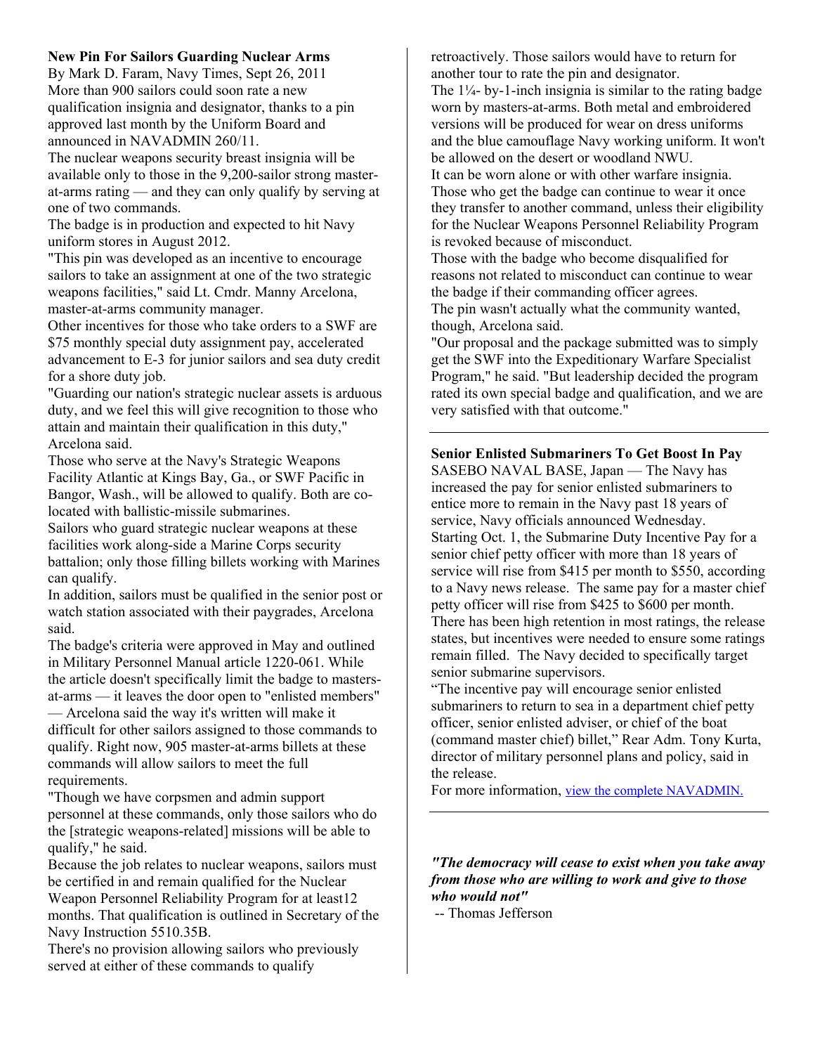**New Pin For Sailors Guarding Nuclear Arms**

By Mark D. Faram, Navy Times, Sept 26, 2011

More than 900 sailors could soon rate a new qualification insignia and designator, thanks to a pin approved last month by the Uniform Board and announced in NAVADMIN 260/11.

The nuclear weapons security breast insignia will be available only to those in the 9,200-sailor strong master-at-arms rating — and they can only qualify by serving at one of two commands.

The badge is in production and expected to hit Navy uniform stores in August 2012.

"This pin was developed as an incentive to encourage sailors to take an assignment at one of the two strategic weapons facilities," said Lt. Cmdr. Manny Arcelona, master-at-arms community manager.

Other incentives for those who take orders to a SWF are $75 monthly special duty assignment pay, accelerated advancement to E-3 for junior sailors and sea duty credit for a shore duty job.

"Guarding our nation's strategic nuclear assets is arduous duty, and we feel this will give recognition to those who attain and maintain their qualification in this duty," Arcelona said.

Those who serve at the Navy's Strategic Weapons Facility Atlantic at Kings Bay, Ga., or SWF Pacific in Bangor, Wash., will be allowed to qualify. Both are co-located with ballistic-missile submarines.

Sailors who guard strategic nuclear weapons at these facilities work along-side a Marine Corps security battalion; only those filling billets working with Marines can qualify.

In addition, sailors must be qualified in the senior post or watch station associated with their paygrades, Arcelona said.

The badge's criteria were approved in May and outlined in Military Personnel Manual article 1220-061. While the article doesn't specifically limit the badge to masters-at-arms — it leaves the door open to "enlisted members" — Arcelona said the way it's written will make it difficult for other sailors assigned to those commands to qualify. Right now, 905 master-at-arms billets at these commands will allow sailors to meet the full requirements.

"Though we have corpsmen and admin support personnel at these commands, only those sailors who do the [strategic weapons-related] missions will be able to qualify," he said.

Because the job relates to nuclear weapons, sailors must be certified in and remain qualified for the Nuclear Weapon Personnel Reliability Program for at least12 months. That qualification is outlined in Secretary of the Navy Instruction 5510.35B.

There's no provision allowing sailors who previously served at either of these commands to qualify retroactively. Those sailors would have to return for another tour to rate the pin and designator.

The 1¼- by-1-inch insignia is similar to the rating badge worn by masters-at-arms. Both metal and embroidered versions will be produced for wear on dress uniforms and the blue camouflage Navy working uniform. It won't be allowed on the desert or woodland NWU.

It can be worn alone or with other warfare insignia.

Those who get the badge can continue to wear it once they transfer to another command, unless their eligibility for the Nuclear Weapons Personnel Reliability Program is revoked because of misconduct.

Those with the badge who become disqualified for reasons not related to misconduct can continue to wear the badge if their commanding officer agrees.

The pin wasn't actually what the community wanted, though, Arcelona said.

"Our proposal and the package submitted was to simply get the SWF into the Expeditionary Warfare Specialist Program," he said. "But leadership decided the program rated its own special badge and qualification, and we are very satisfied with that outcome."

---

**Senior Enlisted Submariners To Get Boost In Pay**

SASEBO NAVAL BASE, Japan — The Navy has increased the pay for senior enlisted submariners to entice more to remain in the Navy past 18 years of service, Navy officials announced Wednesday.

Starting Oct. 1, the Submarine Duty Incentive Pay for a senior chief petty officer with more than 18 years of service will rise from $415 per month to $550, according to a Navy news release. The same pay for a master chief petty officer will rise from $425 to $600 per month.

There has been high retention in most ratings, the release states, but incentives were needed to ensure some ratings remain filled. The Navy decided to specifically target senior submarine supervisors.

"The incentive pay will encourage senior enlisted submariners to return to sea in a department chief petty officer, senior enlisted adviser, or chief of the boat (command master chief) billet," Rear Adm. Tony Kurta, director of military personnel plans and policy, said in the release.

For more information, [view the complete NAVADMIN.]

---

***"The democracy will cease to exist when you take away from those who are willing to work and give to those who would not"***

-- Thomas Jefferson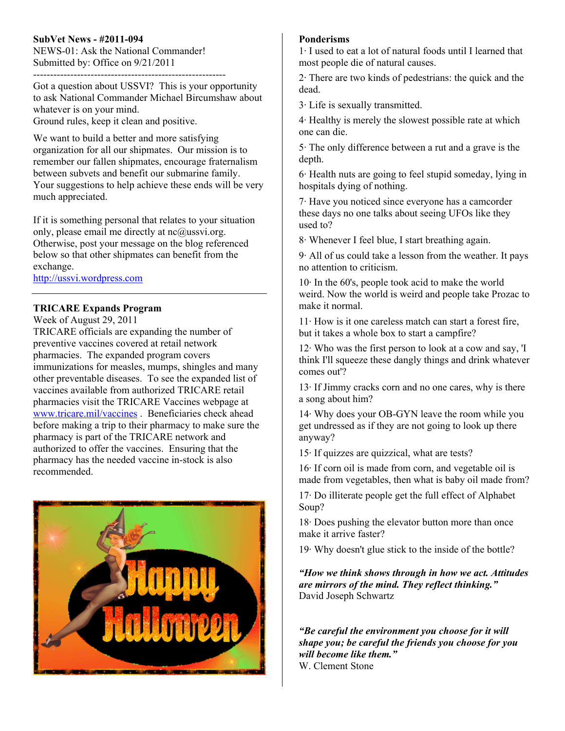**SubVet News - #2011-094**
NEWS-01: Ask the National Commander!
Submitted by: Office on 9/21/2011

---

Got a question about USSVI? This is your opportunity to ask National Commander Michael Bircumshaw about whatever is on your mind.
Ground rules, keep it clean and positive.

We want to build a better and more satisfying organization for all our shipmates. Our mission is to remember our fallen shipmates, encourage fraternalism between subvets and benefit our submarine family. Your suggestions to help achieve these ends will be very much appreciated.

If it is something personal that relates to your situation only, please email me directly at nc@ussvi.org. Otherwise, post your message on the blog referenced below so that other shipmates can benefit from the exchange.
http://ussvi.wordpress.com

---

**TRICARE Expands Program**
Week of August 29, 2011
TRICARE officials are expanding the number of preventive vaccines covered at retail network pharmacies. The expanded program covers immunizations for measles, mumps, shingles and many other preventable diseases. To see the expanded list of vaccines available from authorized TRICARE retail pharmacies visit the TRICARE Vaccines webpage at www.tricare.mil/vaccines . Beneficiaries check ahead before making a trip to their pharmacy to make sure the pharmacy is part of the TRICARE network and authorized to offer the vaccines. Ensuring that the pharmacy has the needed vaccine in-stock is also recommended.

**Ponderisms**

1· I used to eat a lot of natural foods until I learned that most people die of natural causes.

2· There are two kinds of pedestrians: the quick and the dead.

3· Life is sexually transmitted.

4· Healthy is merely the slowest possible rate at which one can die.

5· The only difference between a rut and a grave is the depth.

6· Health nuts are going to feel stupid someday, lying in hospitals dying of nothing.

7· Have you noticed since everyone has a camcorder these days no one talks about seeing UFOs like they used to?

8· Whenever I feel blue, I start breathing again.

9· All of us could take a lesson from the weather. It pays no attention to criticism.

10· In the 60's, people took acid to make the world weird. Now the world is weird and people take Prozac to make it normal.

11· How is it one careless match can start a forest fire, but it takes a whole box to start a campfire?

12· Who was the first person to look at a cow and say, 'I think I'll squeeze these dangly things and drink whatever comes out'?

13· If Jimmy cracks corn and no one cares, why is there a song about him?

14· Why does your OB-GYN leave the room while you get undressed as if they are not going to look up there anyway?

15· If quizzes are quizzical, what are tests?

16· If corn oil is made from corn, and vegetable oil is made from vegetables, then what is baby oil made from?

17· Do illiterate people get the full effect of Alphabet Soup?

18· Does pushing the elevator button more than once make it arrive faster?

19· Why doesn't glue stick to the inside of the bottle?

***"How we think shows through in how we act. Attitudes are mirrors of the mind. They reflect thinking."***
David Joseph Schwartz

***"Be careful the environment you choose for it will shape you; be careful the friends you choose for you will become like them."***
W. Clement Stone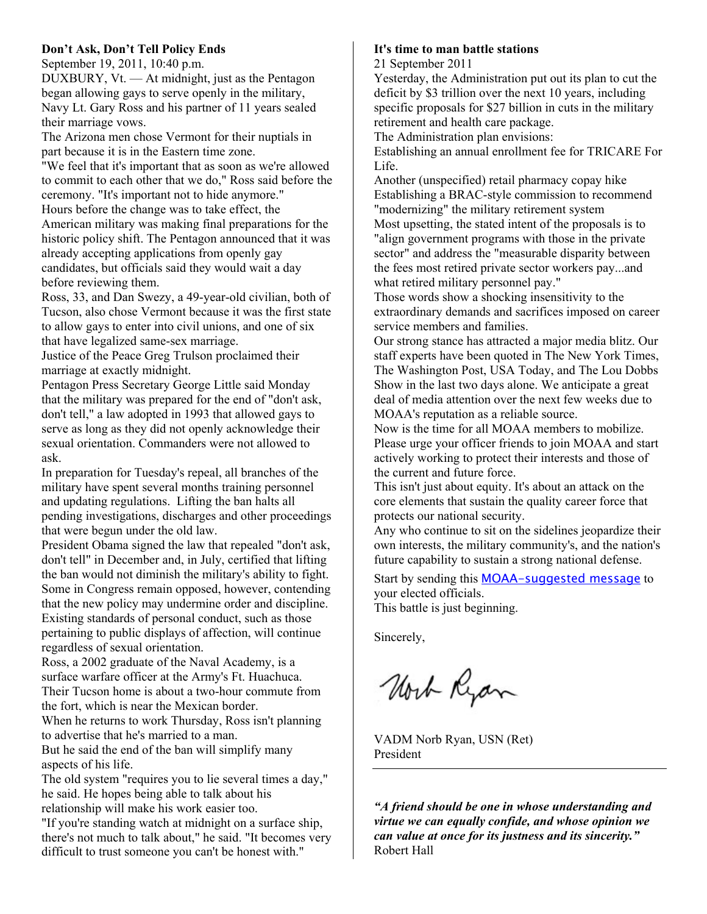**Don't Ask, Don't Tell Policy Ends**

September 19, 2011, 10:40 p.m.

DUXBURY, Vt. — At midnight, just as the Pentagon began allowing gays to serve openly in the military, Navy Lt. Gary Ross and his partner of 11 years sealed their marriage vows.

The Arizona men chose Vermont for their nuptials in part because it is in the Eastern time zone.

"We feel that it's important that as soon as we're allowed to commit to each other that we do," Ross said before the ceremony. "It's important not to hide anymore."

Hours before the change was to take effect, the American military was making final preparations for the historic policy shift. The Pentagon announced that it was already accepting applications from openly gay candidates, but officials said they would wait a day before reviewing them.

Ross, 33, and Dan Swezy, a 49-year-old civilian, both of Tucson, also chose Vermont because it was the first state to allow gays to enter into civil unions, and one of six that have legalized same-sex marriage.

Justice of the Peace Greg Trulson proclaimed their marriage at exactly midnight.

Pentagon Press Secretary George Little said Monday that the military was prepared for the end of "don't ask, don't tell," a law adopted in 1993 that allowed gays to serve as long as they did not openly acknowledge their sexual orientation. Commanders were not allowed to ask.

In preparation for Tuesday's repeal, all branches of the military have spent several months training personnel and updating regulations. Lifting the ban halts all pending investigations, discharges and other proceedings that were begun under the old law.

President Obama signed the law that repealed "don't ask, don't tell" in December and, in July, certified that lifting the ban would not diminish the military's ability to fight. Some in Congress remain opposed, however, contending that the new policy may undermine order and discipline.

Existing standards of personal conduct, such as those pertaining to public displays of affection, will continue regardless of sexual orientation.

Ross, a 2002 graduate of the Naval Academy, is a surface warfare officer at the Army's Ft. Huachuca. Their Tucson home is about a two-hour commute from the fort, which is near the Mexican border.

When he returns to work Thursday, Ross isn't planning to advertise that he's married to a man.

But he said the end of the ban will simplify many aspects of his life.

The old system "requires you to lie several times a day," he said. He hopes being able to talk about his relationship will make his work easier too.

"If you're standing watch at midnight on a surface ship, there's not much to talk about," he said. "It becomes very difficult to trust someone you can't be honest with."

**It's time to man battle stations**

21 September 2011

Yesterday, the Administration put out its plan to cut the deficit by $3 trillion over the next 10 years, including specific proposals for $27 billion in cuts in the military retirement and health care package.

The Administration plan envisions:

Establishing an annual enrollment fee for TRICARE For Life.

Another (unspecified) retail pharmacy copay hike

Establishing a BRAC-style commission to recommend "modernizing" the military retirement system

Most upsetting, the stated intent of the proposals is to "align government programs with those in the private sector" and address the "measurable disparity between the fees most retired private sector workers pay...and what retired military personnel pay."

Those words show a shocking insensitivity to the extraordinary demands and sacrifices imposed on career service members and families.

Our strong stance has attracted a major media blitz. Our staff experts have been quoted in The New York Times, The Washington Post, USA Today, and The Lou Dobbs Show in the last two days alone. We anticipate a great deal of media attention over the next few weeks due to MOAA's reputation as a reliable source.

Now is the time for all MOAA members to mobilize. Please urge your officer friends to join MOAA and start actively working to protect their interests and those of the current and future force.

This isn't just about equity. It's about an attack on the core elements that sustain the quality career force that protects our national security.

Any who continue to sit on the sidelines jeopardize their own interests, the military community's, and the nation's future capability to sustain a strong national defense.

Start by sending this MOAA-suggested message to your elected officials.

This battle is just beginning.

Sincerely,

Norb Ryan

VADM Norb Ryan, USN (Ret)
President

---

***"A friend should be one in whose understanding and virtue we can equally confide, and whose opinion we can value at once for its justness and its sincerity."***
Robert Hall